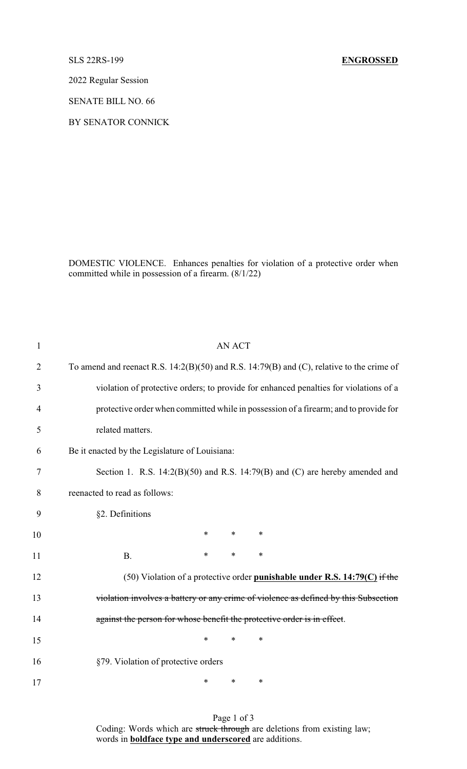SLS 22RS-199 **ENGROSSED**

2022 Regular Session

SENATE BILL NO. 66

BY SENATOR CONNICK

DOMESTIC VIOLENCE. Enhances penalties for violation of a protective order when committed while in possession of a firearm. (8/1/22)

AN ACT

To amend and reenact R.S. 14:2(B)(50) and R.S. 14:79(B) and (C), relative to the crime of violation of protective orders; to provide for enhanced penalties for violations of a protective order when committed while in possession of a firearm; and to provide for related matters.

Be it enacted by the Legislature of Louisiana:

Section 1. R.S. 14:2(B)(50) and R.S. 14:79(B) and (C) are hereby amended and reenacted to read as follows:

§2. Definitions

\* \* \*

B. \* \* \*

(50) Violation of a protective order **punishable under R.S. 14:79(C)** ~~if the violation involves a battery or any crime of violence as defined by this Subsection against the person for whose benefit the protective order is in effect~~.

\* \* \*

§79. Violation of protective orders

\* \* \*

Coding: Words which are ~~struck through~~ are deletions from existing law; words in **boldface type and underscored** are additions.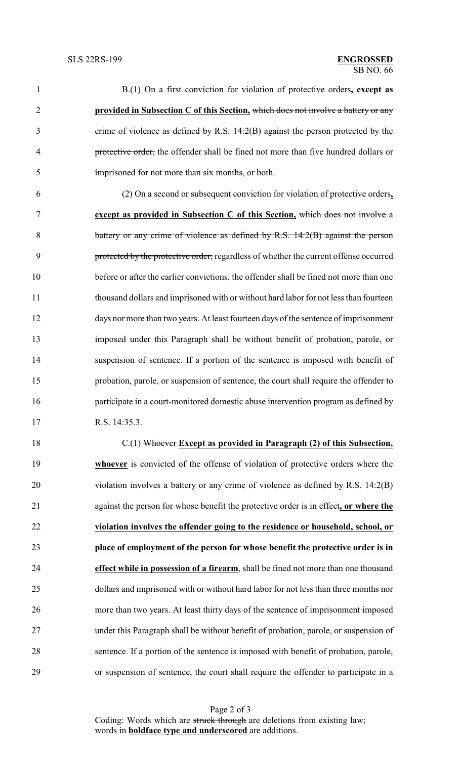B.(1) On a first conviction for violation of protective orders**, except as provided in Subsection C of this Section,** ~~which does not involve a battery or any crime of violence as defined by R.S. 14:2(B) against the person protected by the protective order,~~ the offender shall be fined not more than five hundred dollars or imprisoned for not more than six months, or both.

(2) On a second or subsequent conviction for violation of protective orders**, except as provided in Subsection C of this Section,** ~~which does not involve a battery or any crime of violence as defined by R.S. 14:2(B) against the person protected by the protective order,~~ regardless of whether the current offense occurred before or after the earlier convictions, the offender shall be fined not more than one thousand dollars and imprisoned with or without hard labor for not less than fourteen days nor more than two years. At least fourteen days of the sentence of imprisonment imposed under this Paragraph shall be without benefit of probation, parole, or suspension of sentence. If a portion of the sentence is imposed with benefit of probation, parole, or suspension of sentence, the court shall require the offender to participate in a court-monitored domestic abuse intervention program as defined by R.S. 14:35.3.

C.(1) ~~Whoever~~ **Except as provided in Paragraph (2) of this Subsection, whoever** is convicted of the offense of violation of protective orders where the violation involves a battery or any crime of violence as defined by R.S. 14:2(B) against the person for whose benefit the protective order is in effect**, or where the violation involves the offender going to the residence or household, school, or place of employment of the person for whose benefit the protective order is in effect while in possession of a firearm**, shall be fined not more than one thousand dollars and imprisoned with or without hard labor for not less than three months nor more than two years. At least thirty days of the sentence of imprisonment imposed under this Paragraph shall be without benefit of probation, parole, or suspension of sentence. If a portion of the sentence is imposed with benefit of probation, parole, or suspension of sentence, the court shall require the offender to participate in a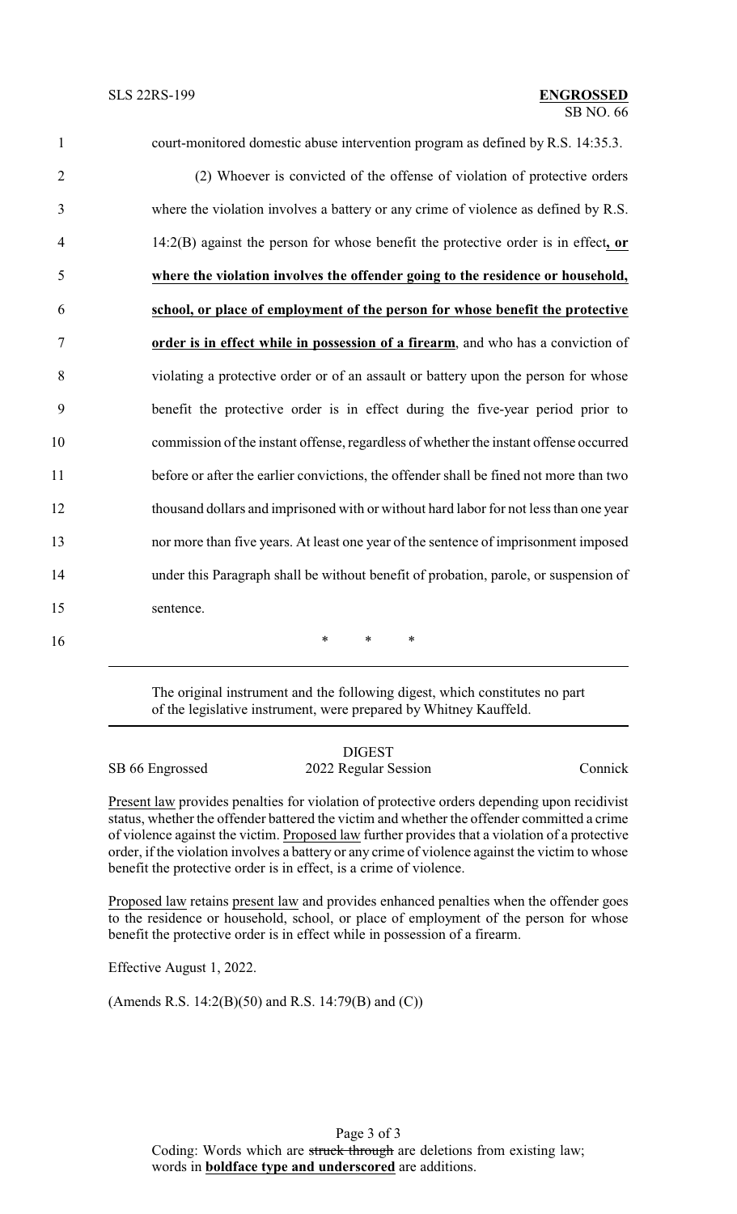court-monitored domestic abuse intervention program as defined by R.S. 14:35.3.

(2) Whoever is convicted of the offense of violation of protective orders where the violation involves a battery or any crime of violence as defined by R.S. 14:2(B) against the person for whose benefit the protective order is in effect**, or where the violation involves the offender going to the residence or household, school, or place of employment of the person for whose benefit the protective order is in effect while in possession of a firearm**, and who has a conviction of violating a protective order or of an assault or battery upon the person for whose benefit the protective order is in effect during the five-year period prior to commission of the instant offense, regardless of whether the instant offense occurred before or after the earlier convictions, the offender shall be fined not more than two thousand dollars and imprisoned with or without hard labor for not less than one year nor more than five years. At least one year of the sentence of imprisonment imposed under this Paragraph shall be without benefit of probation, parole, or suspension of sentence.

\* \* \*

The original instrument and the following digest, which constitutes no part of the legislative instrument, were prepared by Whitney Kauffeld.

DIGEST

SB 66 Engrossed — 2022 Regular Session — Connick

Present law provides penalties for violation of protective orders depending upon recidivist status, whether the offender battered the victim and whether the offender committed a crime of violence against the victim. Proposed law further provides that a violation of a protective order, if the violation involves a battery or any crime of violence against the victim to whose benefit the protective order is in effect, is a crime of violence.

Proposed law retains present law and provides enhanced penalties when the offender goes to the residence or household, school, or place of employment of the person for whose benefit the protective order is in effect while in possession of a firearm.

Effective August 1, 2022.

(Amends R.S. 14:2(B)(50) and R.S. 14:79(B) and (C))

Coding: Words which are ~~struck through~~ are deletions from existing law; words in **boldface type and underscored** are additions.